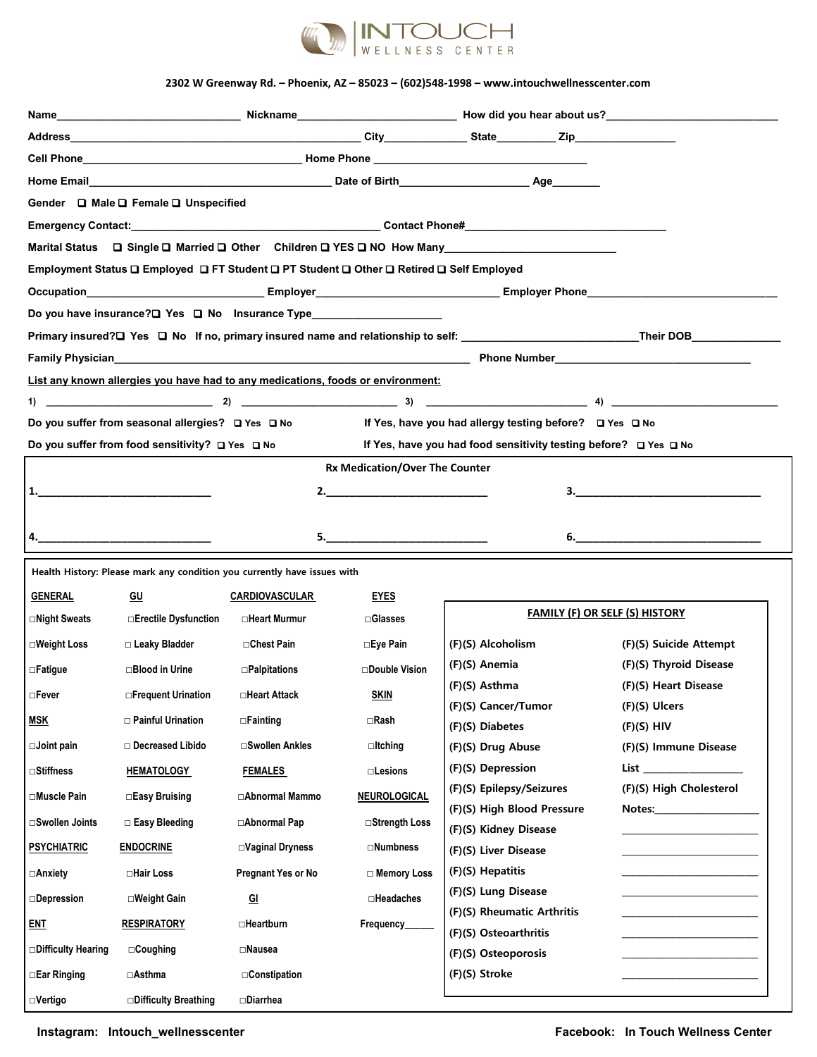# INTOUCH WELLNESS CENTER

**2302 W Greenway Rd. – Phoenix, AZ – 85023 – (602)548-1998 – www.intouchwellnesscenter.com**

**Name**_______________________________ **Nickname**___________________________ **How did you hear about us?**_____________________________

**Address**_________________________________________________ **City**______________ **State**__________ **Zip**_________________

**Cell Phone**_____________________________________ **Home Phone** ____________________________________

**Home Email**_________________________________________ **Date of Birth**______________________ **Age**________

**Gender** ❑ Male ❑ Female ❑ Unspecified

**Emergency Contact:**__________________________________________ **Contact Phone#**__________________________________

**Marital Status** ❑ Single ❑ Married ❑ Other **Children** ❑ YES ❑ NO **How Many**____________________________

**Employment Status** ❑ Employed ❑ FT Student ❑ PT Student ❑ Other ❑ Retired ❑ Self Employed

**Occupation**_____________________________ **Employer**_______________________________ **Employer Phone**________________________________

**Do you have insurance?**❑ Yes ❑ No **Insurance Type**______________________

**Primary insured?**❑ Yes ❑ No **If no, primary insured name and relationship to self:** _____________________________**Their DOB**_______________

**Family Physician**_____________________________________________________________ **Phone Number**__________________________________

**List any known allergies you have had to any medications, foods or environment:**

1) ______________________________ 2) ____________________________ 3) ____________________________ 4) ______________________________

**Do you suffer from seasonal allergies?** ❑ Yes ❑ No  **If Yes, have you had allergy testing before?** ❑ Yes ❑ No

**Do you suffer from food sensitivity?** ❑ Yes ❑ No  **If Yes, have you had food sensitivity testing before?** ❑ Yes ❑ No

**Rx Medication/Over The Counter**

1.______________________________ 2.____________________________ 3.________________________________

4.______________________________ 5.____________________________ 6.________________________________

**Health History: Please mark any condition you currently have issues with**

**GENERAL**
- □Night Sweats
- □Weight Loss
- □Fatigue
- □Fever

**MSK**
- □Joint pain
- □Stiffness
- □Muscle Pain
- □Swollen Joints

**PSYCHIATRIC**
- □Anxiety
- □Depression

**ENT**
- □Difficulty Hearing
- □Ear Ringing
- □Vertigo

**GU**
- □Erectile Dysfunction
- □ Leaky Bladder
- □Blood in Urine
- □Frequent Urination
- □ Painful Urination
- □ Decreased Libido

**HEMATOLOGY**
- □Easy Bruising
- □ Easy Bleeding

**ENDOCRINE**
- □Hair Loss
- □Weight Gain

**RESPIRATORY**
- □Coughing
- □Asthma
- □Difficulty Breathing

**CARDIOVASCULAR**
- □Heart Murmur
- □Chest Pain
- □Palpitations
- □Heart Attack
- □Fainting
- □Swollen Ankles

**FEMALES**
- □Abnormal Mammo
- □Abnormal Pap
- □Vaginal Dryness
- Pregnant Yes or No

**GI**
- □Heartburn
- □Nausea
- □Constipation
- □Diarrhea

**EYES**
- □Glasses
- □Eye Pain
- □Double Vision

**SKIN**
- □Rash
- □Itching
- □Lesions

**NEUROLOGICAL**
- □Strength Loss
- □Numbness
- □ Memory Loss
- □Headaches

Frequency______

**FAMILY (F) OR SELF (S) HISTORY**

| | |
|---|---|
| (F)(S) Alcoholism | (F)(S) Suicide Attempt |
| (F)(S) Anemia | (F)(S) Thyroid Disease |
| (F)(S) Asthma | (F)(S) Heart Disease |
| (F)(S) Cancer/Tumor | (F)(S) Ulcers |
| (F)(S) Diabetes | (F)(S) HIV |
| (F)(S) Drug Abuse | (F)(S) Immune Disease |
| (F)(S) Depression | List __________________ |
| (F)(S) Epilepsy/Seizures | (F)(S) High Cholesterol |
| (F)(S) High Blood Pressure | Notes:__________________ |
| (F)(S) Kidney Disease | __________________ |
| (F)(S) Liver Disease | __________________ |
| (F)(S) Hepatitis | __________________ |
| (F)(S) Lung Disease | __________________ |
| (F)(S) Rheumatic Arthritis | __________________ |
| (F)(S) Osteoarthritis | __________________ |
| (F)(S) Osteoporosis | __________________ |
| (F)(S) Stroke | __________________ |

**Instagram: Intouch_wellnesscenter**  **Facebook: In Touch Wellness Center**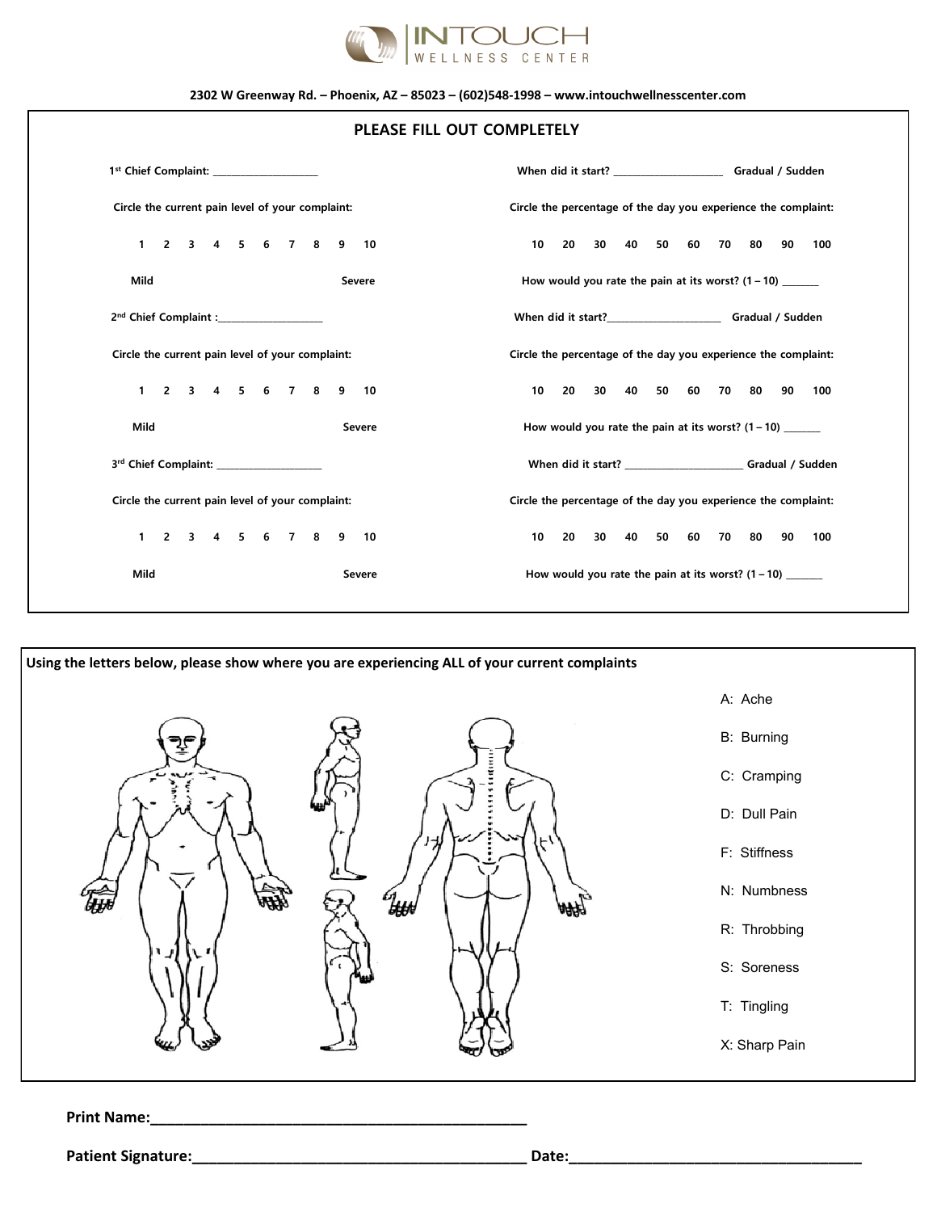INTOUCH
WELLNESS CENTER

2302 W Greenway Rd. – Phoenix, AZ – 85023 – (602)548-1998 – www.intouchwellnesscenter.com

## PLEASE FILL OUT COMPLETELY

**1st Chief Complaint:** ___________________

**When did it start?** ___________________ **Gradual / Sudden**

**Circle the current pain level of your complaint:**

**1 2 3 4 5 6 7 8 9 10**

**Mild** **Severe**

**Circle the percentage of the day you experience the complaint:**

**10 20 30 40 50 60 70 80 90 100**

**How would you rate the pain at its worst? (1 – 10)** _______

**2nd Chief Complaint :** ___________________

**When did it start?** ___________________ **Gradual / Sudden**

**Circle the current pain level of your complaint:**

**1 2 3 4 5 6 7 8 9 10**

**Mild** **Severe**

**Circle the percentage of the day you experience the complaint:**

**10 20 30 40 50 60 70 80 90 100**

**How would you rate the pain at its worst? (1 – 10)** _______

**3rd Chief Complaint:** ___________________

**When did it start?** _____________________ **Gradual / Sudden**

**Circle the current pain level of your complaint:**

**1 2 3 4 5 6 7 8 9 10**

**Mild** **Severe**

**Circle the percentage of the day you experience the complaint:**

**10 20 30 40 50 60 70 80 90 100**

**How would you rate the pain at its worst? (1 – 10)** _______

**Using the letters below, please show where you are experiencing ALL of your current complaints**

A: Ache

B: Burning

C: Cramping

D: Dull Pain

F: Stiffness

N: Numbness

R: Throbbing

S: Soreness

T: Tingling

X: Sharp Pain

**Print Name:**_______________________________________________

**Patient Signature:**__________________________________________ **Date:**____________________________________